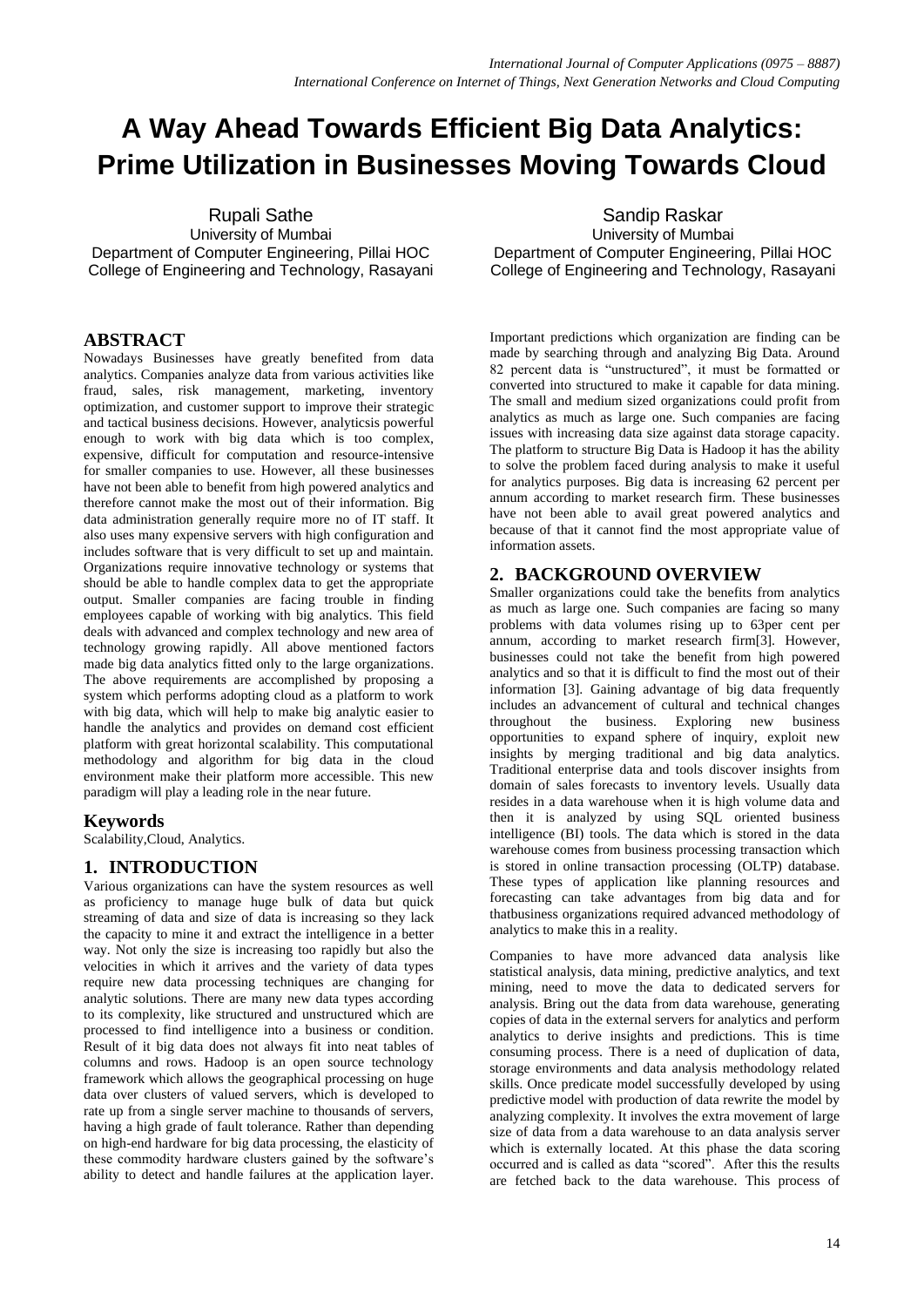# A Way Ahead Towards Efficient Big Data Analytics: Prime Utilization in Businesses Moving Towards Cloud

Rupali Sathe
University of Mumbai
Department of Computer Engineering, Pillai HOC College of Engineering and Technology, Rasayani

Sandip Raskar
University of Mumbai
Department of Computer Engineering, Pillai HOC College of Engineering and Technology, Rasayani

## ABSTRACT

Nowadays Businesses have greatly benefited from data analytics. Companies analyze data from various activities like fraud, sales, risk management, marketing, inventory optimization, and customer support to improve their strategic and tactical business decisions. However, analyticsis powerful enough to work with big data which is too complex, expensive, difficult for computation and resource-intensive for smaller companies to use. However, all these businesses have not been able to benefit from high powered analytics and therefore cannot make the most out of their information. Big data administration generally require more no of IT staff. It also uses many expensive servers with high configuration and includes software that is very difficult to set up and maintain. Organizations require innovative technology or systems that should be able to handle complex data to get the appropriate output. Smaller companies are facing trouble in finding employees capable of working with big analytics. This field deals with advanced and complex technology and new area of technology growing rapidly. All above mentioned factors made big data analytics fitted only to the large organizations. The above requirements are accomplished by proposing a system which performs adopting cloud as a platform to work with big data, which will help to make big analytic easier to handle the analytics and provides on demand cost efficient platform with great horizontal scalability. This computational methodology and algorithm for big data in the cloud environment make their platform more accessible. This new paradigm will play a leading role in the near future.

## Keywords

Scalability,Cloud, Analytics.

## 1. INTRODUCTION

Various organizations can have the system resources as well as proficiency to manage huge bulk of data but quick streaming of data and size of data is increasing so they lack the capacity to mine it and extract the intelligence in a better way. Not only the size is increasing too rapidly but also the velocities in which it arrives and the variety of data types require new data processing techniques are changing for analytic solutions. There are many new data types according to its complexity, like structured and unstructured which are processed to find intelligence into a business or condition. Result of it big data does not always fit into neat tables of columns and rows. Hadoop is an open source technology framework which allows the geographical processing on huge data over clusters of valued servers, which is developed to rate up from a single server machine to thousands of servers, having a high grade of fault tolerance. Rather than depending on high-end hardware for big data processing, the elasticity of these commodity hardware clusters gained by the software's ability to detect and handle failures at the application layer. Important predictions which organization are finding can be made by searching through and analyzing Big Data. Around 82 percent data is "unstructured", it must be formatted or converted into structured to make it capable for data mining. The small and medium sized organizations could profit from analytics as much as large one. Such companies are facing issues with increasing data size against data storage capacity. The platform to structure Big Data is Hadoop it has the ability to solve the problem faced during analysis to make it useful for analytics purposes. Big data is increasing 62 percent per annum according to market research firm. These businesses have not been able to avail great powered analytics and because of that it cannot find the most appropriate value of information assets.

## 2. BACKGROUND OVERVIEW

Smaller organizations could take the benefits from analytics as much as large one. Such companies are facing so many problems with data volumes rising up to 63per cent per annum, according to market research firm[3]. However, businesses could not take the benefit from high powered analytics and so that it is difficult to find the most out of their information [3]. Gaining advantage of big data frequently includes an advancement of cultural and technical changes throughout the business. Exploring new business opportunities to expand sphere of inquiry, exploit new insights by merging traditional and big data analytics. Traditional enterprise data and tools discover insights from domain of sales forecasts to inventory levels. Usually data resides in a data warehouse when it is high volume data and then it is analyzed by using SQL oriented business intelligence (BI) tools. The data which is stored in the data warehouse comes from business processing transaction which is stored in online transaction processing (OLTP) database. These types of application like planning resources and forecasting can take advantages from big data and for thatbusiness organizations required advanced methodology of analytics to make this in a reality.

Companies to have more advanced data analysis like statistical analysis, data mining, predictive analytics, and text mining, need to move the data to dedicated servers for analysis. Bring out the data from data warehouse, generating copies of data in the external servers for analytics and perform analytics to derive insights and predictions. This is time consuming process. There is a need of duplication of data, storage environments and data analysis methodology related skills. Once predicate model successfully developed by using predictive model with production of data rewrite the model by analyzing complexity. It involves the extra movement of large size of data from a data warehouse to an data analysis server which is externally located. At this phase the data scoring occurred and is called as data "scored". After this the results are fetched back to the data warehouse. This process of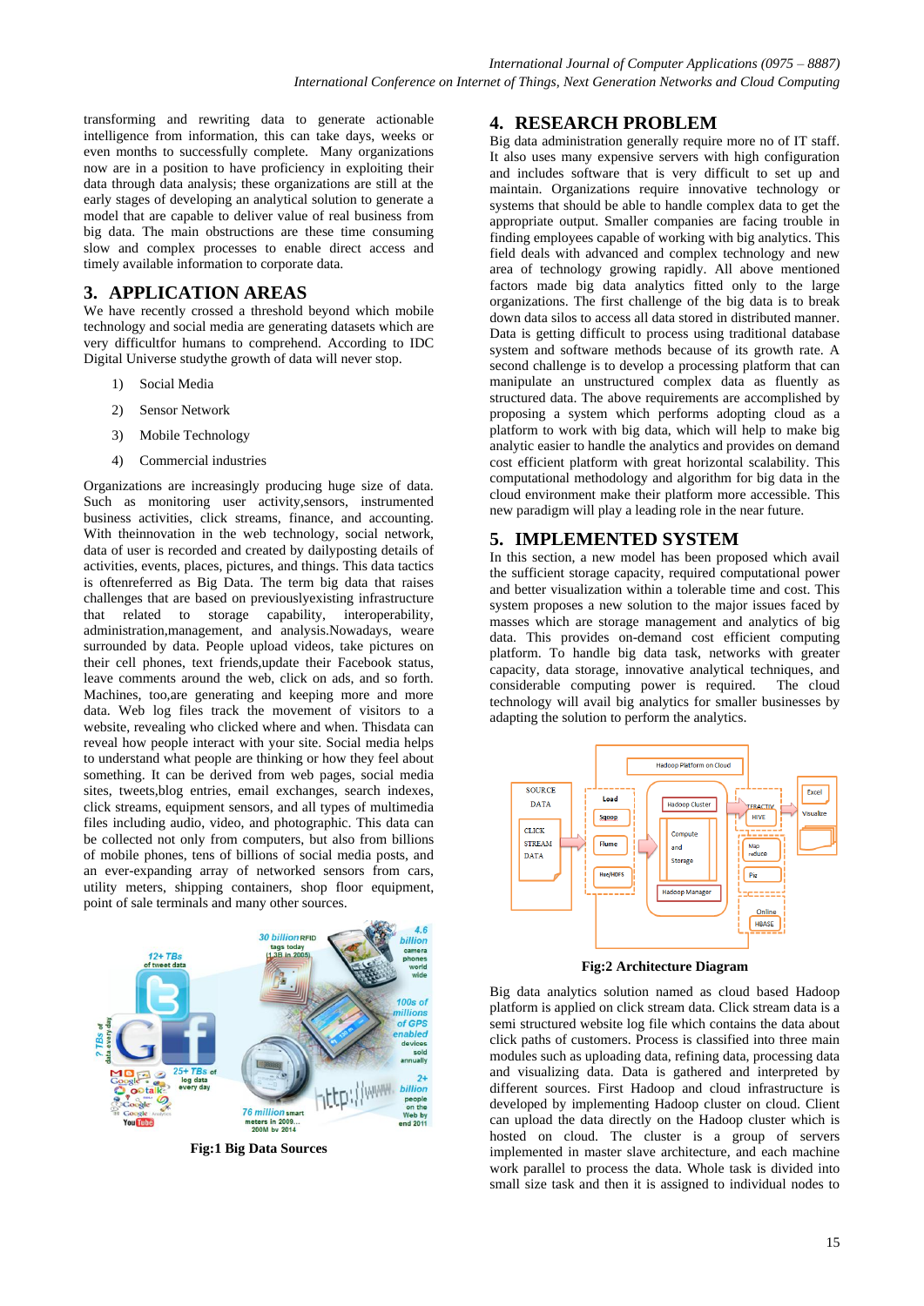transforming and rewriting data to generate actionable intelligence from information, this can take days, weeks or even months to successfully complete. Many organizations now are in a position to have proficiency in exploiting their data through data analysis; these organizations are still at the early stages of developing an analytical solution to generate a model that are capable to deliver value of real business from big data. The main obstructions are these time consuming slow and complex processes to enable direct access and timely available information to corporate data.

## 3. APPLICATION AREAS

We have recently crossed a threshold beyond which mobile technology and social media are generating datasets which are very difficultfor humans to comprehend. According to IDC Digital Universe studythe growth of data will never stop.

1) Social Media
2) Sensor Network
3) Mobile Technology
4) Commercial industries

Organizations are increasingly producing huge size of data. Such as monitoring user activity,sensors, instrumented business activities, click streams, finance, and accounting. With theinnovation in the web technology, social network, data of user is recorded and created by dailyposting details of activities, events, places, pictures, and things. This data tactics is oftenreferred as Big Data. The term big data that raises challenges that are based on previouslyexisting infrastructure that related to storage capability, interoperability, administration,management, and analysis.Nowadays, weare surrounded by data. People upload videos, take pictures on their cell phones, text friends,update their Facebook status, leave comments around the web, click on ads, and so forth. Machines, too,are generating and keeping more and more data. Web log files track the movement of visitors to a website, revealing who clicked where and when. Thisdata can reveal how people interact with your site. Social media helps to understand what people are thinking or how they feel about something. It can be derived from web pages, social media sites, tweets,blog entries, email exchanges, search indexes, click streams, equipment sensors, and all types of multimedia files including audio, video, and photographic. This data can be collected not only from computers, but also from billions of mobile phones, tens of billions of social media posts, and an ever-expanding array of networked sensors from cars, utility meters, shipping containers, shop floor equipment, point of sale terminals and many other sources.

**Fig:1 Big Data Sources**

## 4. RESEARCH PROBLEM

Big data administration generally require more no of IT staff. It also uses many expensive servers with high configuration and includes software that is very difficult to set up and maintain. Organizations require innovative technology or systems that should be able to handle complex data to get the appropriate output. Smaller companies are facing trouble in finding employees capable of working with big analytics. This field deals with advanced and complex technology and new area of technology growing rapidly. All above mentioned factors made big data analytics fitted only to the large organizations. The first challenge of the big data is to break down data silos to access all data stored in distributed manner. Data is getting difficult to process using traditional database system and software methods because of its growth rate. A second challenge is to develop a processing platform that can manipulate an unstructured complex data as fluently as structured data. The above requirements are accomplished by proposing a system which performs adopting cloud as a platform to work with big data, which will help to make big analytic easier to handle the analytics and provides on demand cost efficient platform with great horizontal scalability. This computational methodology and algorithm for big data in the cloud environment make their platform more accessible. This new paradigm will play a leading role in the near future.

## 5. IMPLEMENTED SYSTEM

In this section, a new model has been proposed which avail the sufficient storage capacity, required computational power and better visualization within a tolerable time and cost. This system proposes a new solution to the major issues faced by masses which are storage management and analytics of big data. This provides on-demand cost efficient computing platform. To handle big data task, networks with greater capacity, data storage, innovative analytical techniques, and considerable computing power is required. The cloud technology will avail big analytics for smaller businesses by adapting the solution to perform the analytics.

**Fig:2 Architecture Diagram**

Big data analytics solution named as cloud based Hadoop platform is applied on click stream data. Click stream data is a semi structured website log file which contains the data about click paths of customers. Process is classified into three main modules such as uploading data, refining data, processing data and visualizing data. Data is gathered and interpreted by different sources. First Hadoop and cloud infrastructure is developed by implementing Hadoop cluster on cloud. Client can upload the data directly on the Hadoop cluster which is hosted on cloud. The cluster is a group of servers implemented in master slave architecture, and each machine work parallel to process the data. Whole task is divided into small size task and then it is assigned to individual nodes to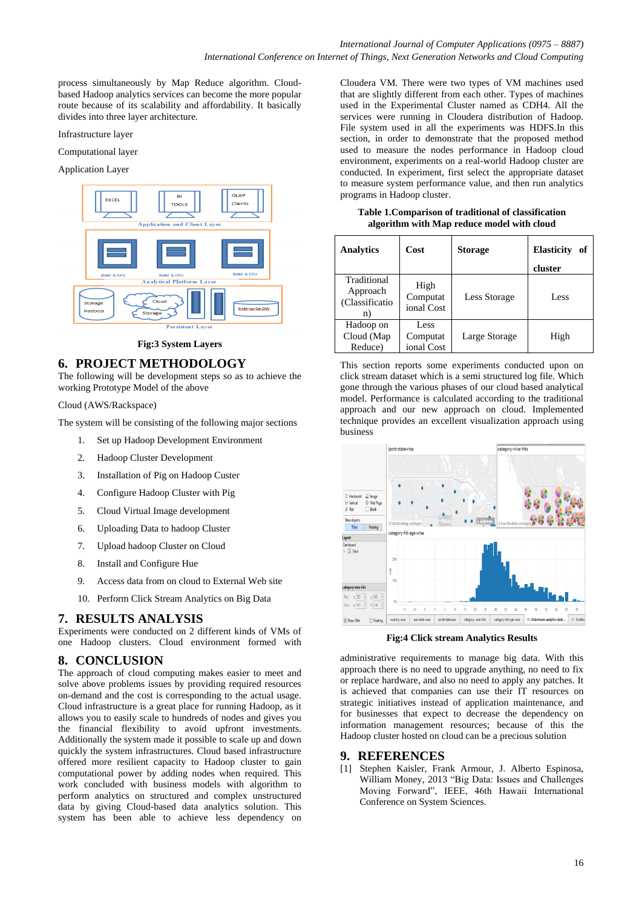process simultaneously by Map Reduce algorithm. Cloud-based Hadoop analytics services can become the more popular route because of its scalability and affordability. It basically divides into three layer architecture.

Infrastructure layer

Computational layer

Application Layer

Fig:3 System Layers

## 6. PROJECT METHODOLOGY

The following will be development steps so as to achieve the working Prototype Model of the above

Cloud (AWS/Rackspace)

The system will be consisting of the following major sections

1. Set up Hadoop Development Environment
2. Hadoop Cluster Development
3. Installation of Pig on Hadoop Custer
4. Configure Hadoop Cluster with Pig
5. Cloud Virtual Image development
6. Uploading Data to hadoop Cluster
7. Upload hadoop Cluster on Cloud
8. Install and Configure Hue
9. Access data from on cloud to External Web site
10. Perform Click Stream Analytics on Big Data

## 7. RESULTS ANALYSIS

Experiments were conducted on 2 different kinds of VMs of one Hadoop clusters. Cloud environment formed with Cloudera VM. There were two types of VM machines used that are slightly different from each other. Types of machines used in the Experimental Cluster named as CDH4. All the services were running in Cloudera distribution of Hadoop. File system used in all the experiments was HDFS.In this section, in order to demonstrate that the proposed method used to measure the nodes performance in Hadoop cloud environment, experiments on a real-world Hadoop cluster are conducted. In experiment, first select the appropriate dataset to measure system performance value, and then run analytics programs in Hadoop cluster.

**Table 1.Comparison of traditional of classification algorithm with Map reduce model with cloud**

| Analytics | Cost | Storage | Elasticity of cluster |
|---|---|---|---|
| Traditional Approach (Classification) | High Computational Cost | Less Storage | Less |
| Hadoop on Cloud (Map Reduce) | Less Computational Cost | Large Storage | High |

This section reports some experiments conducted upon on click stream dataset which is a semi structured log file. Which gone through the various phases of our cloud based analytical model. Performance is calculated according to the traditional approach and our new approach on cloud. Implemented technique provides an excellent visualization approach using business

Fig:4 Click stream Analytics Results

## 8. CONCLUSION

The approach of cloud computing makes easier to meet and solve above problems issues by providing required resources on-demand and the cost is corresponding to the actual usage. Cloud infrastructure is a great place for running Hadoop, as it allows you to easily scale to hundreds of nodes and gives you the financial flexibility to avoid upfront investments. Additionally the system made it possible to scale up and down quickly the system infrastructure. Cloud based infrastructure offered more resilient capacity to Hadoop cluster to gain computational power by adding nodes when required. This work concluded with business models with algorithm to perform analytics on structured and complex unstructured data by giving Cloud-based data analytics solution. This system has been able to achieve less dependency on administrative requirements to manage big data. With this approach there is no need to upgrade anything, no need to fix or replace hardware, and also no need to apply any patches. It is achieved that companies can use their IT resources on strategic initiatives instead of application maintenance, and for businesses that expect to decrease the dependency on information management resources; because of this the Hadoop cluster hosted on cloud can be a precious solution

## 9. REFERENCES

[1] Stephen Kaisler, Frank Armour, J. Alberto Espinosa, William Money, 2013 "Big Data: Issues and Challenges Moving Forward", IEEE, 46th Hawaii International Conference on System Sciences.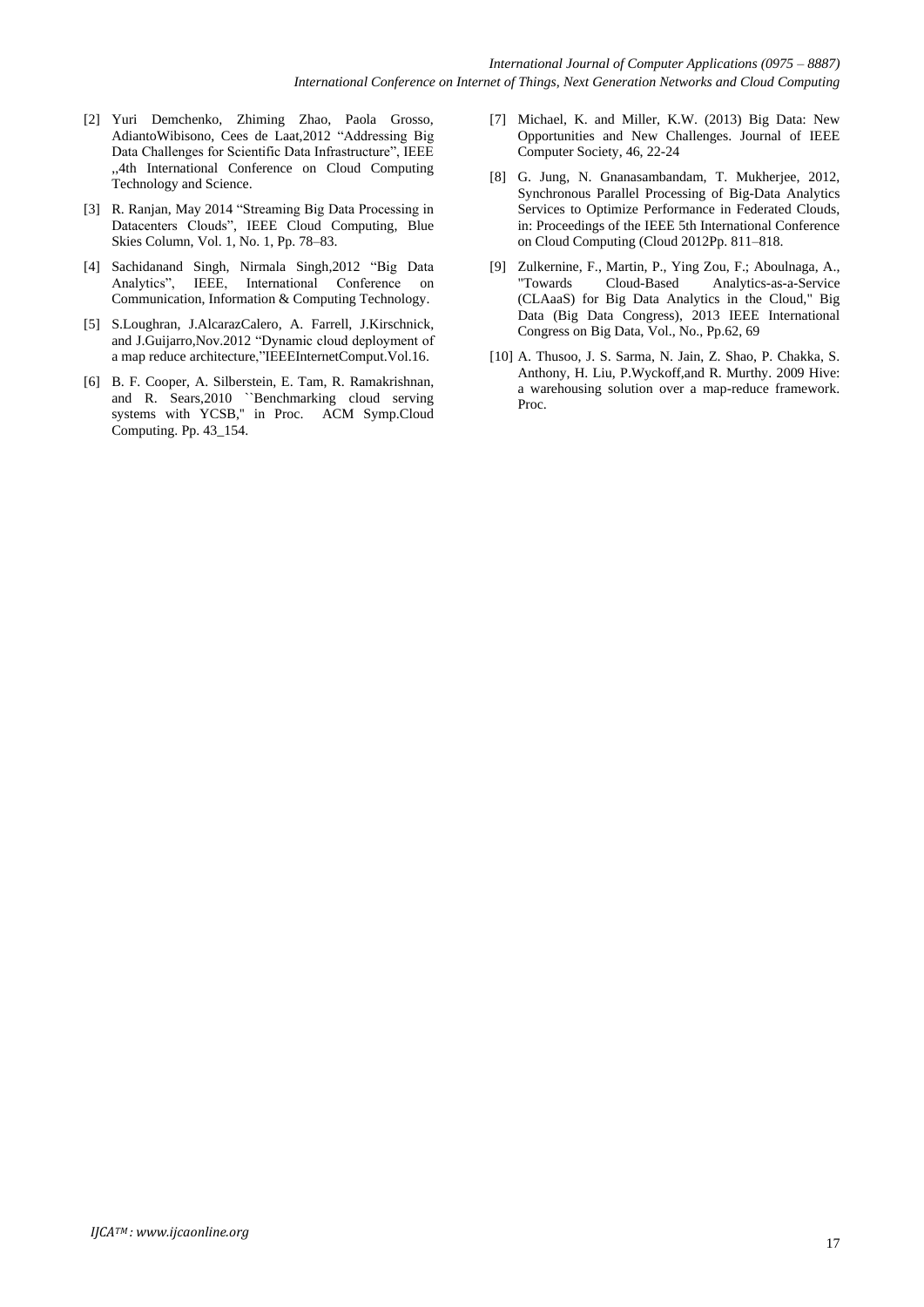[2] Yuri Demchenko, Zhiming Zhao, Paola Grosso, AdiantoWibisono, Cees de Laat,2012 "Addressing Big Data Challenges for Scientific Data Infrastructure", IEEE ,,4th International Conference on Cloud Computing Technology and Science.

[3] R. Ranjan, May 2014 "Streaming Big Data Processing in Datacenters Clouds", IEEE Cloud Computing, Blue Skies Column, Vol. 1, No. 1, Pp. 78–83.

[4] Sachidanand Singh, Nirmala Singh,2012 "Big Data Analytics", IEEE, International Conference on Communication, Information & Computing Technology.

[5] S.Loughran, J.AlcarazCalero, A. Farrell, J.Kirschnick, and J.Guijarro,Nov.2012 "Dynamic cloud deployment of a map reduce architecture,"IEEEInternetComput.Vol.16.

[6] B. F. Cooper, A. Silberstein, E. Tam, R. Ramakrishnan, and R. Sears,2010 ``Benchmarking cloud serving systems with YCSB,'' in Proc. ACM Symp.Cloud Computing. Pp. 43_154.

[7] Michael, K. and Miller, K.W. (2013) Big Data: New Opportunities and New Challenges. Journal of IEEE Computer Society, 46, 22-24

[8] G. Jung, N. Gnanasambandam, T. Mukherjee, 2012, Synchronous Parallel Processing of Big-Data Analytics Services to Optimize Performance in Federated Clouds, in: Proceedings of the IEEE 5th International Conference on Cloud Computing (Cloud 2012Pp. 811–818.

[9] Zulkernine, F., Martin, P., Ying Zou, F.; Aboulnaga, A., "Towards Cloud-Based Analytics-as-a-Service (CLAaaS) for Big Data Analytics in the Cloud," Big Data (Big Data Congress), 2013 IEEE International Congress on Big Data, Vol., No., Pp.62, 69

[10] A. Thusoo, J. S. Sarma, N. Jain, Z. Shao, P. Chakka, S. Anthony, H. Liu, P.Wyckoff,and R. Murthy. 2009 Hive: a warehousing solution over a map-reduce framework. Proc.